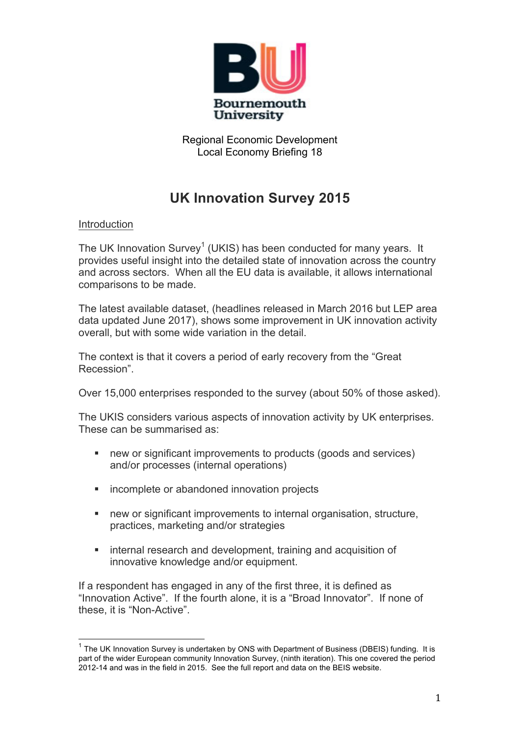Bournemouth University

Regional Economic Development
Local Economy Briefing 18

# UK Innovation Survey 2015

## Introduction

The UK Innovation Survey[1] (UKIS) has been conducted for many years. It provides useful insight into the detailed state of innovation across the country and across sectors. When all the EU data is available, it allows international comparisons to be made.

The latest available dataset, (headlines released in March 2016 but LEP area data updated June 2017), shows some improvement in UK innovation activity overall, but with some wide variation in the detail.

The context is that it covers a period of early recovery from the "Great Recession".

Over 15,000 enterprises responded to the survey (about 50% of those asked).

The UKIS considers various aspects of innovation activity by UK enterprises. These can be summarised as:

- new or significant improvements to products (goods and services) and/or processes (internal operations)
- incomplete or abandoned innovation projects
- new or significant improvements to internal organisation, structure, practices, marketing and/or strategies
- internal research and development, training and acquisition of innovative knowledge and/or equipment.

If a respondent has engaged in any of the first three, it is defined as "Innovation Active". If the fourth alone, it is a "Broad Innovator". If none of these, it is "Non-Active".

[1] The UK Innovation Survey is undertaken by ONS with Department of Business (DBEIS) funding. It is part of the wider European community Innovation Survey, (ninth iteration). This one covered the period 2012-14 and was in the field in 2015. See the full report and data on the BEIS website.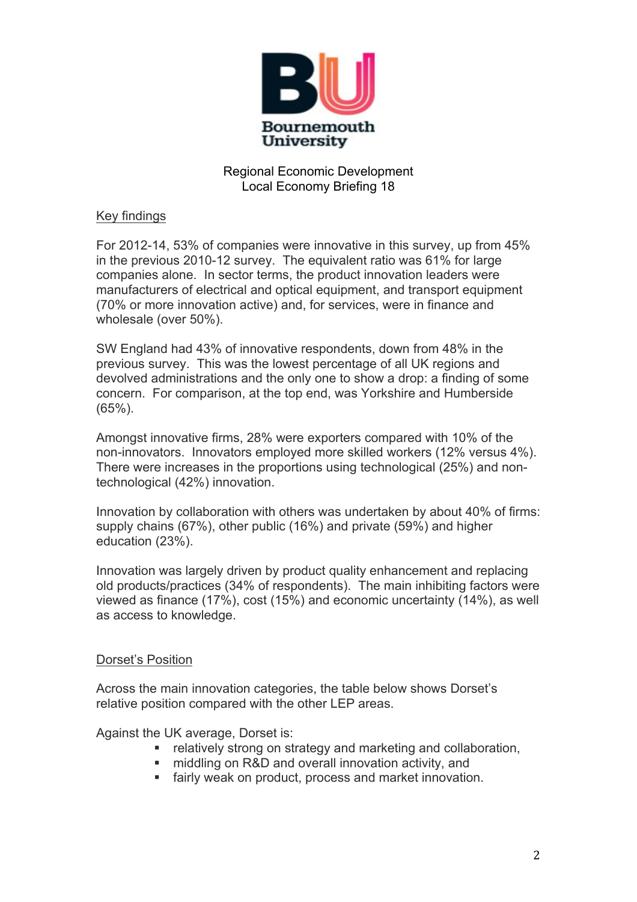Bournemouth University

Regional Economic Development
Local Economy Briefing 18

## Key findings

For 2012-14, 53% of companies were innovative in this survey, up from 45% in the previous 2010-12 survey. The equivalent ratio was 61% for large companies alone. In sector terms, the product innovation leaders were manufacturers of electrical and optical equipment, and transport equipment (70% or more innovation active) and, for services, were in finance and wholesale (over 50%).

SW England had 43% of innovative respondents, down from 48% in the previous survey. This was the lowest percentage of all UK regions and devolved administrations and the only one to show a drop: a finding of some concern. For comparison, at the top end, was Yorkshire and Humberside (65%).

Amongst innovative firms, 28% were exporters compared with 10% of the non-innovators. Innovators employed more skilled workers (12% versus 4%). There were increases in the proportions using technological (25%) and non-technological (42%) innovation.

Innovation by collaboration with others was undertaken by about 40% of firms: supply chains (67%), other public (16%) and private (59%) and higher education (23%).

Innovation was largely driven by product quality enhancement and replacing old products/practices (34% of respondents). The main inhibiting factors were viewed as finance (17%), cost (15%) and economic uncertainty (14%), as well as access to knowledge.

## Dorset's Position

Across the main innovation categories, the table below shows Dorset's relative position compared with the other LEP areas.

Against the UK average, Dorset is:

- relatively strong on strategy and marketing and collaboration,
- middling on R&D and overall innovation activity, and
- fairly weak on product, process and market innovation.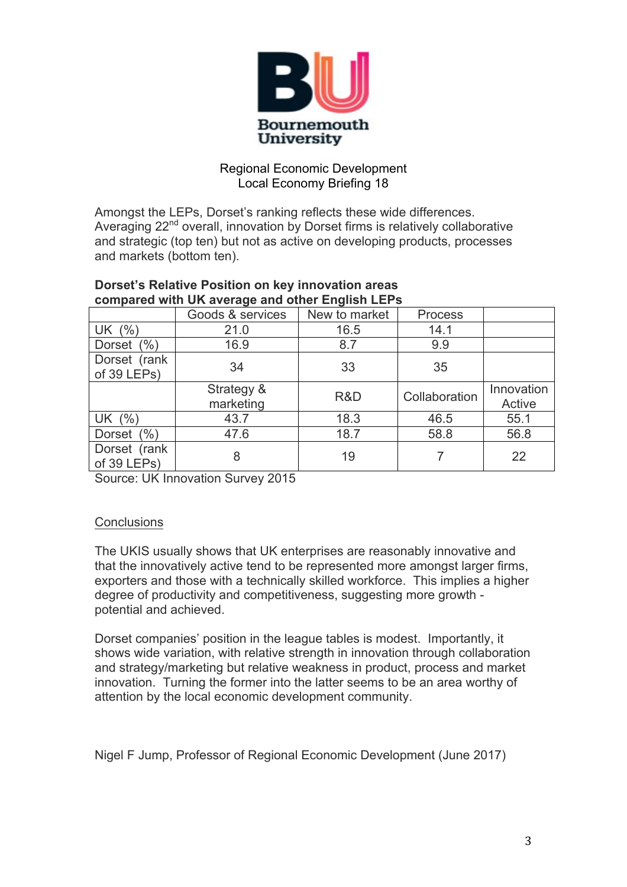Regional Economic Development
Local Economy Briefing 18

Amongst the LEPs, Dorset's ranking reflects these wide differences. Averaging 22nd overall, innovation by Dorset firms is relatively collaborative and strategic (top ten) but not as active on developing products, processes and markets (bottom ten).

**Dorset's Relative Position on key innovation areas compared with UK average and other English LEPs**

| | Goods & services | New to market | Process | |
|---|---|---|---|---|
| UK (%) | 21.0 | 16.5 | 14.1 | |
| Dorset (%) | 16.9 | 8.7 | 9.9 | |
| Dorset (rank of 39 LEPs) | 34 | 33 | 35 | |
| | Strategy & marketing | R&D | Collaboration | Innovation Active |
| UK (%) | 43.7 | 18.3 | 46.5 | 55.1 |
| Dorset (%) | 47.6 | 18.7 | 58.8 | 56.8 |
| Dorset (rank of 39 LEPs) | 8 | 19 | 7 | 22 |

Source: UK Innovation Survey 2015

## Conclusions

The UKIS usually shows that UK enterprises are reasonably innovative and that the innovatively active tend to be represented more amongst larger firms, exporters and those with a technically skilled workforce. This implies a higher degree of productivity and competitiveness, suggesting more growth - potential and achieved.

Dorset companies' position in the league tables is modest. Importantly, it shows wide variation, with relative strength in innovation through collaboration and strategy/marketing but relative weakness in product, process and market innovation. Turning the former into the latter seems to be an area worthy of attention by the local economic development community.

Nigel F Jump, Professor of Regional Economic Development (June 2017)